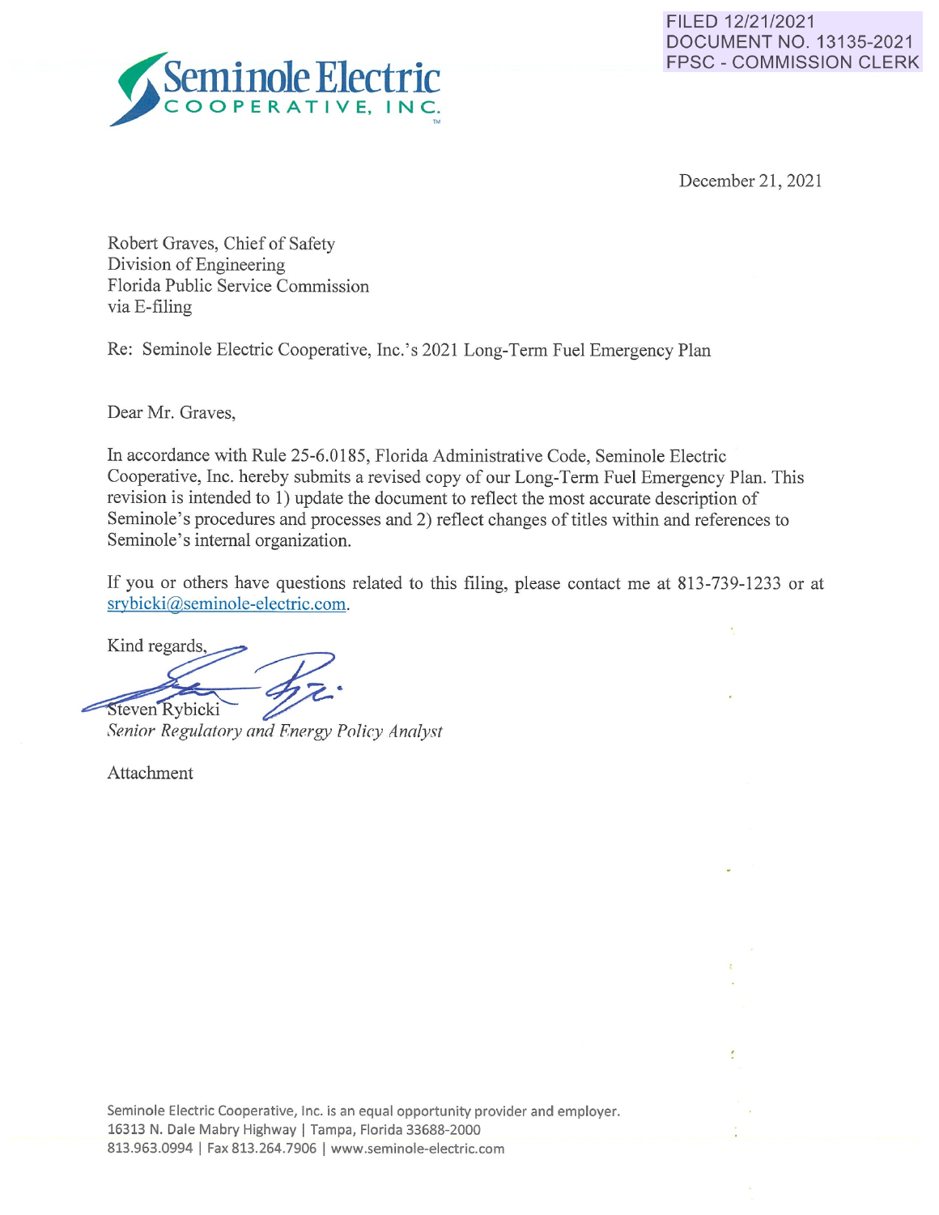FILED 12/21/2021
DOCUMENT NO. 13135-2021
FPSC - COMMISSION CLERK

**Seminole Electric**
**COOPERATIVE, INC.**

December 21, 2021

Robert Graves, Chief of Safety
Division of Engineering
Florida Public Service Commission
via E-filing

Re: Seminole Electric Cooperative, Inc.'s 2021 Long-Term Fuel Emergency Plan

Dear Mr. Graves,

In accordance with Rule 25-6.0185, Florida Administrative Code, Seminole Electric Cooperative, Inc. hereby submits a revised copy of our Long-Term Fuel Emergency Plan. This revision is intended to 1) update the document to reflect the most accurate description of Seminole's procedures and processes and 2) reflect changes of titles within and references to Seminole's internal organization.

If you or others have questions related to this filing, please contact me at 813-739-1233 or at srybicki@seminole-electric.com.

Kind regards,

Steven Rybicki
*Senior Regulatory and Energy Policy Analyst*

Attachment

Seminole Electric Cooperative, Inc. is an equal opportunity provider and employer.
16313 N. Dale Mabry Highway | Tampa, Florida 33688-2000
813.963.0994 | Fax 813.264.7906 | www.seminole-electric.com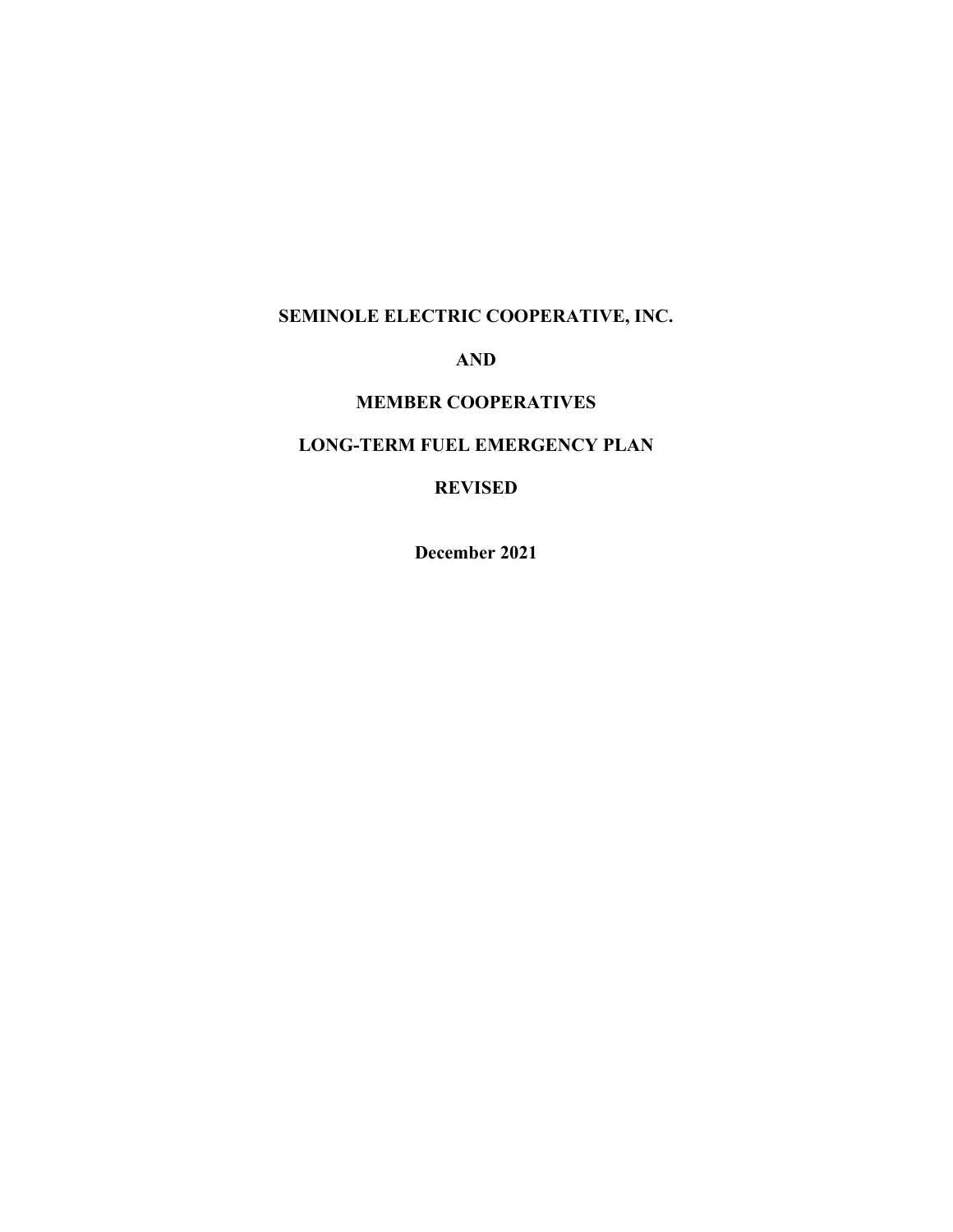**SEMINOLE ELECTRIC COOPERATIVE, INC.**

**AND**

**MEMBER COOPERATIVES**

**LONG-TERM FUEL EMERGENCY PLAN**

**REVISED**

**December 2021**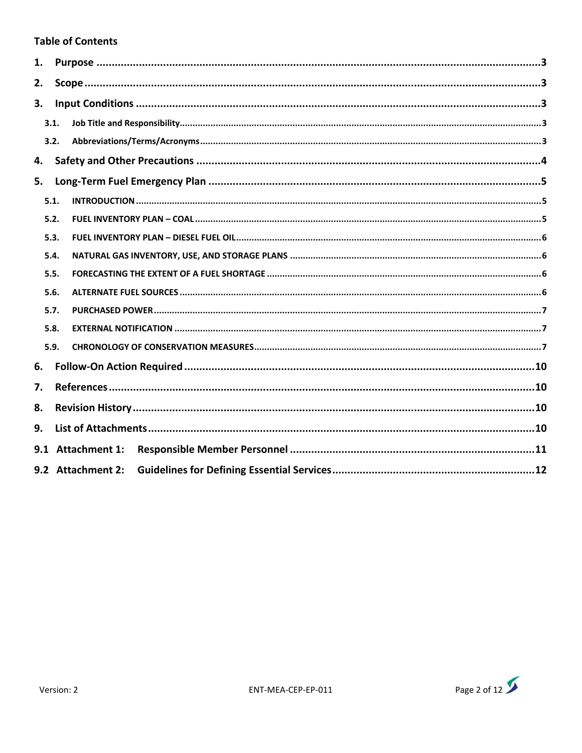**Table of Contents**

1. Purpose ........................................................................................................................3
2. Scope ............................................................................................................................3
3. Input Conditions ..........................................................................................................3
   - 3.1. Job Title and Responsibility ...............................................................................3
   - 3.2. Abbreviations/Terms/Acronyms ..........................................................................3
4. Safety and Other Precautions ......................................................................................4
5. Long-Term Fuel Emergency Plan ..................................................................................5
   - 5.1. INTRODUCTION ..................................................................................................5
   - 5.2. FUEL INVENTORY PLAN – COAL ..........................................................................5
   - 5.3. FUEL INVENTORY PLAN – DIESEL FUEL OIL .........................................................6
   - 5.4. NATURAL GAS INVENTORY, USE, AND STORAGE PLANS .....................................6
   - 5.5. FORECASTING THE EXTENT OF A FUEL SHORTAGE ............................................6
   - 5.6. ALTERNATE FUEL SOURCES ...............................................................................6
   - 5.7. PURCHASED POWER ..........................................................................................7
   - 5.8. EXTERNAL NOTIFICATION ..................................................................................7
   - 5.9. CHRONOLOGY OF CONSERVATION MEASURES ..................................................7
6. Follow-On Action Required ........................................................................................10
7. References ..................................................................................................................10
8. Revision History .........................................................................................................10
9. List of Attachments ....................................................................................................10
   - 9.1 Attachment 1: Responsible Member Personnel ....................................................11
   - 9.2 Attachment 2: Guidelines for Defining Essential Services .....................................12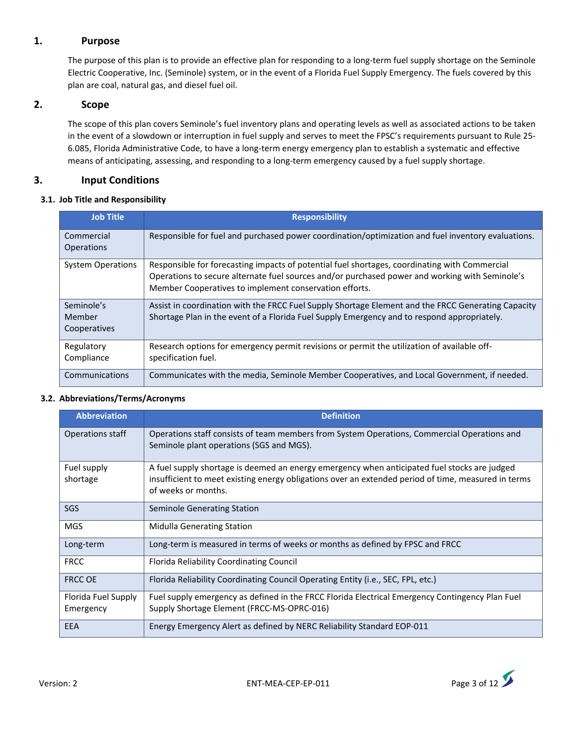## 1. Purpose

The purpose of this plan is to provide an effective plan for responding to a long-term fuel supply shortage on the Seminole Electric Cooperative, Inc. (Seminole) system, or in the event of a Florida Fuel Supply Emergency. The fuels covered by this plan are coal, natural gas, and diesel fuel oil.

## 2. Scope

The scope of this plan covers Seminole's fuel inventory plans and operating levels as well as associated actions to be taken in the event of a slowdown or interruption in fuel supply and serves to meet the FPSC's requirements pursuant to Rule 25-6.085, Florida Administrative Code, to have a long-term energy emergency plan to establish a systematic and effective means of anticipating, assessing, and responding to a long-term emergency caused by a fuel supply shortage.

## 3. Input Conditions

### 3.1. Job Title and Responsibility

| Job Title | Responsibility |
|---|---|
| Commercial Operations | Responsible for fuel and purchased power coordination/optimization and fuel inventory evaluations. |
| System Operations | Responsible for forecasting impacts of potential fuel shortages, coordinating with Commercial Operations to secure alternate fuel sources and/or purchased power and working with Seminole's Member Cooperatives to implement conservation efforts. |
| Seminole's Member Cooperatives | Assist in coordination with the FRCC Fuel Supply Shortage Element and the FRCC Generating Capacity Shortage Plan in the event of a Florida Fuel Supply Emergency and to respond appropriately. |
| Regulatory Compliance | Research options for emergency permit revisions or permit the utilization of available off-specification fuel. |
| Communications | Communicates with the media, Seminole Member Cooperatives, and Local Government, if needed. |

### 3.2. Abbreviations/Terms/Acronyms

| Abbreviation | Definition |
|---|---|
| Operations staff | Operations staff consists of team members from System Operations, Commercial Operations and Seminole plant operations (SGS and MGS). |
| Fuel supply shortage | A fuel supply shortage is deemed an energy emergency when anticipated fuel stocks are judged insufficient to meet existing energy obligations over an extended period of time, measured in terms of weeks or months. |
| SGS | Seminole Generating Station |
| MGS | Midulla Generating Station |
| Long-term | Long-term is measured in terms of weeks or months as defined by FPSC and FRCC |
| FRCC | Florida Reliability Coordinating Council |
| FRCC OE | Florida Reliability Coordinating Council Operating Entity (i.e., SEC, FPL, etc.) |
| Florida Fuel Supply Emergency | Fuel supply emergency as defined in the FRCC Florida Electrical Emergency Contingency Plan Fuel Supply Shortage Element (FRCC-MS-OPRC-016) |
| EEA | Energy Emergency Alert as defined by NERC Reliability Standard EOP-011 |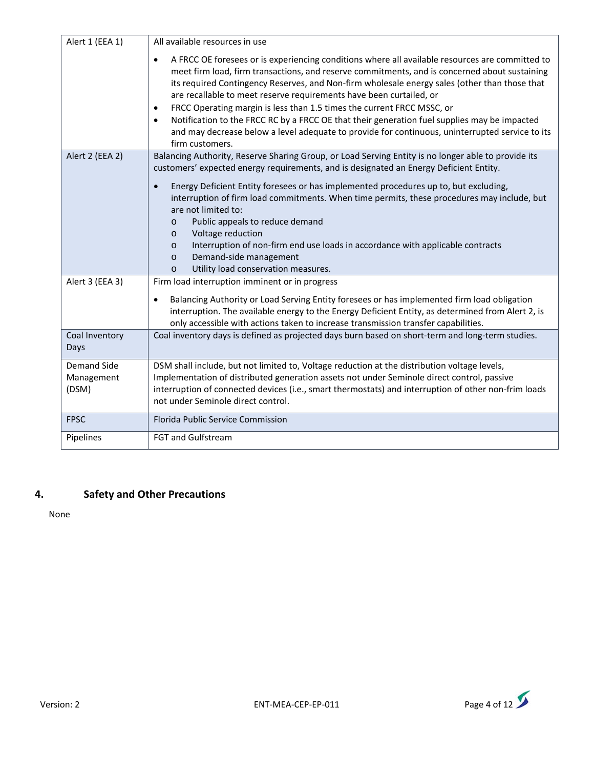| | |
|---|---|
| Alert 1 (EEA 1) | All available resources in use<br><br>• A FRCC OE foresees or is experiencing conditions where all available resources are committed to meet firm load, firm transactions, and reserve commitments, and is concerned about sustaining its required Contingency Reserves, and Non-firm wholesale energy sales (other than those that are recallable to meet reserve requirements have been curtailed, or<br>• FRCC Operating margin is less than 1.5 times the current FRCC MSSC, or<br>• Notification to the FRCC RC by a FRCC OE that their generation fuel supplies may be impacted and may decrease below a level adequate to provide for continuous, uninterrupted service to its firm customers. |
| Alert 2 (EEA 2) | Balancing Authority, Reserve Sharing Group, or Load Serving Entity is no longer able to provide its customers' expected energy requirements, and is designated an Energy Deficient Entity.<br><br>• Energy Deficient Entity foresees or has implemented procedures up to, but excluding, interruption of firm load commitments. When time permits, these procedures may include, but are not limited to:<br>  o Public appeals to reduce demand<br>  o Voltage reduction<br>  o Interruption of non-firm end use loads in accordance with applicable contracts<br>  o Demand-side management<br>  o Utility load conservation measures. |
| Alert 3 (EEA 3) | Firm load interruption imminent or in progress<br><br>• Balancing Authority or Load Serving Entity foresees or has implemented firm load obligation interruption. The available energy to the Energy Deficient Entity, as determined from Alert 2, is only accessible with actions taken to increase transmission transfer capabilities. |
| Coal Inventory Days | Coal inventory days is defined as projected days burn based on short-term and long-term studies. |
| Demand Side Management (DSM) | DSM shall include, but not limited to, Voltage reduction at the distribution voltage levels, Implementation of distributed generation assets not under Seminole direct control, passive interruption of connected devices (i.e., smart thermostats) and interruption of other non-frim loads not under Seminole direct control. |
| FPSC | Florida Public Service Commission |
| Pipelines | FGT and Gulfstream |

## 4. Safety and Other Precautions

None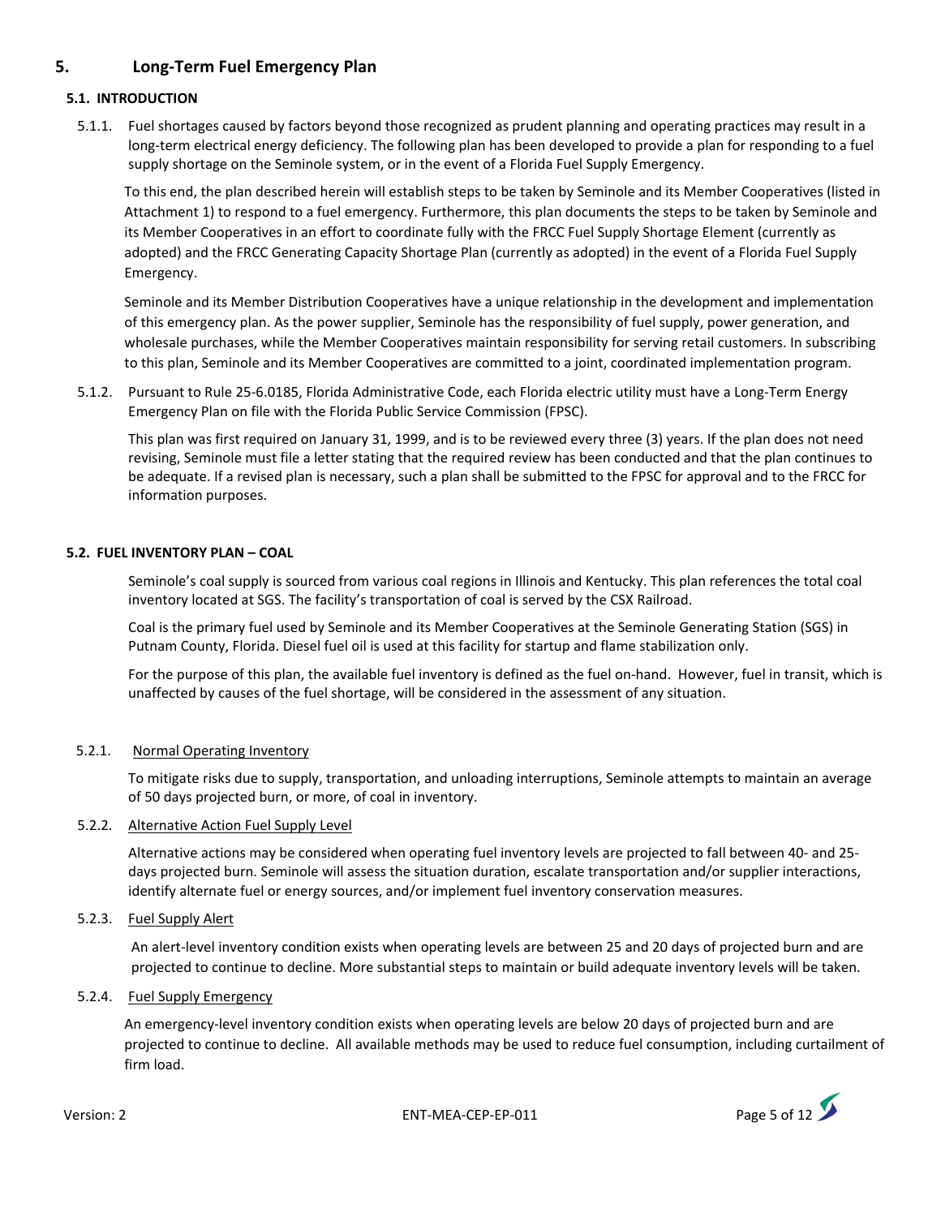## 5. Long-Term Fuel Emergency Plan

### 5.1. INTRODUCTION

5.1.1. Fuel shortages caused by factors beyond those recognized as prudent planning and operating practices may result in a long-term electrical energy deficiency. The following plan has been developed to provide a plan for responding to a fuel supply shortage on the Seminole system, or in the event of a Florida Fuel Supply Emergency.

To this end, the plan described herein will establish steps to be taken by Seminole and its Member Cooperatives (listed in Attachment 1) to respond to a fuel emergency. Furthermore, this plan documents the steps to be taken by Seminole and its Member Cooperatives in an effort to coordinate fully with the FRCC Fuel Supply Shortage Element (currently as adopted) and the FRCC Generating Capacity Shortage Plan (currently as adopted) in the event of a Florida Fuel Supply Emergency.

Seminole and its Member Distribution Cooperatives have a unique relationship in the development and implementation of this emergency plan. As the power supplier, Seminole has the responsibility of fuel supply, power generation, and wholesale purchases, while the Member Cooperatives maintain responsibility for serving retail customers. In subscribing to this plan, Seminole and its Member Cooperatives are committed to a joint, coordinated implementation program.

5.1.2. Pursuant to Rule 25-6.0185, Florida Administrative Code, each Florida electric utility must have a Long-Term Energy Emergency Plan on file with the Florida Public Service Commission (FPSC).

This plan was first required on January 31, 1999, and is to be reviewed every three (3) years. If the plan does not need revising, Seminole must file a letter stating that the required review has been conducted and that the plan continues to be adequate. If a revised plan is necessary, such a plan shall be submitted to the FPSC for approval and to the FRCC for information purposes.

### 5.2. FUEL INVENTORY PLAN – COAL

Seminole's coal supply is sourced from various coal regions in Illinois and Kentucky. This plan references the total coal inventory located at SGS. The facility's transportation of coal is served by the CSX Railroad.

Coal is the primary fuel used by Seminole and its Member Cooperatives at the Seminole Generating Station (SGS) in Putnam County, Florida. Diesel fuel oil is used at this facility for startup and flame stabilization only.

For the purpose of this plan, the available fuel inventory is defined as the fuel on-hand. However, fuel in transit, which is unaffected by causes of the fuel shortage, will be considered in the assessment of any situation.

5.2.1. <u>Normal Operating Inventory</u>

To mitigate risks due to supply, transportation, and unloading interruptions, Seminole attempts to maintain an average of 50 days projected burn, or more, of coal in inventory.

5.2.2. <u>Alternative Action Fuel Supply Level</u>

Alternative actions may be considered when operating fuel inventory levels are projected to fall between 40- and 25-days projected burn. Seminole will assess the situation duration, escalate transportation and/or supplier interactions, identify alternate fuel or energy sources, and/or implement fuel inventory conservation measures.

5.2.3. <u>Fuel Supply Alert</u>

An alert-level inventory condition exists when operating levels are between 25 and 20 days of projected burn and are projected to continue to decline. More substantial steps to maintain or build adequate inventory levels will be taken.

5.2.4. <u>Fuel Supply Emergency</u>

An emergency-level inventory condition exists when operating levels are below 20 days of projected burn and are projected to continue to decline. All available methods may be used to reduce fuel consumption, including curtailment of firm load.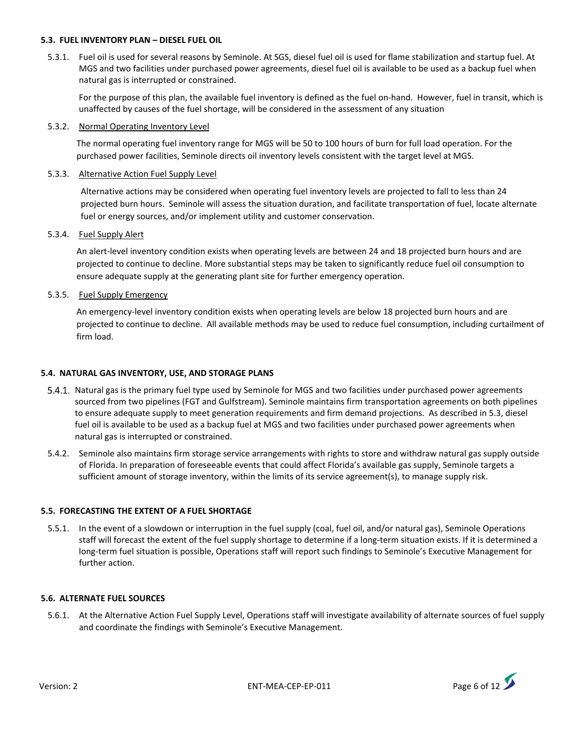### 5.3. FUEL INVENTORY PLAN – DIESEL FUEL OIL

5.3.1. Fuel oil is used for several reasons by Seminole. At SGS, diesel fuel oil is used for flame stabilization and startup fuel. At MGS and two facilities under purchased power agreements, diesel fuel oil is available to be used as a backup fuel when natural gas is interrupted or constrained.

For the purpose of this plan, the available fuel inventory is defined as the fuel on-hand. However, fuel in transit, which is unaffected by causes of the fuel shortage, will be considered in the assessment of any situation

5.3.2. Normal Operating Inventory Level

The normal operating fuel inventory range for MGS will be 50 to 100 hours of burn for full load operation. For the purchased power facilities, Seminole directs oil inventory levels consistent with the target level at MGS.

5.3.3. Alternative Action Fuel Supply Level

Alternative actions may be considered when operating fuel inventory levels are projected to fall to less than 24 projected burn hours. Seminole will assess the situation duration, and facilitate transportation of fuel, locate alternate fuel or energy sources, and/or implement utility and customer conservation.

5.3.4. Fuel Supply Alert

An alert-level inventory condition exists when operating levels are between 24 and 18 projected burn hours and are projected to continue to decline. More substantial steps may be taken to significantly reduce fuel oil consumption to ensure adequate supply at the generating plant site for further emergency operation.

5.3.5. Fuel Supply Emergency

An emergency-level inventory condition exists when operating levels are below 18 projected burn hours and are projected to continue to decline. All available methods may be used to reduce fuel consumption, including curtailment of firm load.

### 5.4. NATURAL GAS INVENTORY, USE, AND STORAGE PLANS

5.4.1. Natural gas is the primary fuel type used by Seminole for MGS and two facilities under purchased power agreements sourced from two pipelines (FGT and Gulfstream). Seminole maintains firm transportation agreements on both pipelines to ensure adequate supply to meet generation requirements and firm demand projections. As described in 5.3, diesel fuel oil is available to be used as a backup fuel at MGS and two facilities under purchased power agreements when natural gas is interrupted or constrained.

5.4.2. Seminole also maintains firm storage service arrangements with rights to store and withdraw natural gas supply outside of Florida. In preparation of foreseeable events that could affect Florida's available gas supply, Seminole targets a sufficient amount of storage inventory, within the limits of its service agreement(s), to manage supply risk.

### 5.5. FORECASTING THE EXTENT OF A FUEL SHORTAGE

5.5.1. In the event of a slowdown or interruption in the fuel supply (coal, fuel oil, and/or natural gas), Seminole Operations staff will forecast the extent of the fuel supply shortage to determine if a long-term situation exists. If it is determined a long-term fuel situation is possible, Operations staff will report such findings to Seminole's Executive Management for further action.

### 5.6. ALTERNATE FUEL SOURCES

5.6.1. At the Alternative Action Fuel Supply Level, Operations staff will investigate availability of alternate sources of fuel supply and coordinate the findings with Seminole's Executive Management.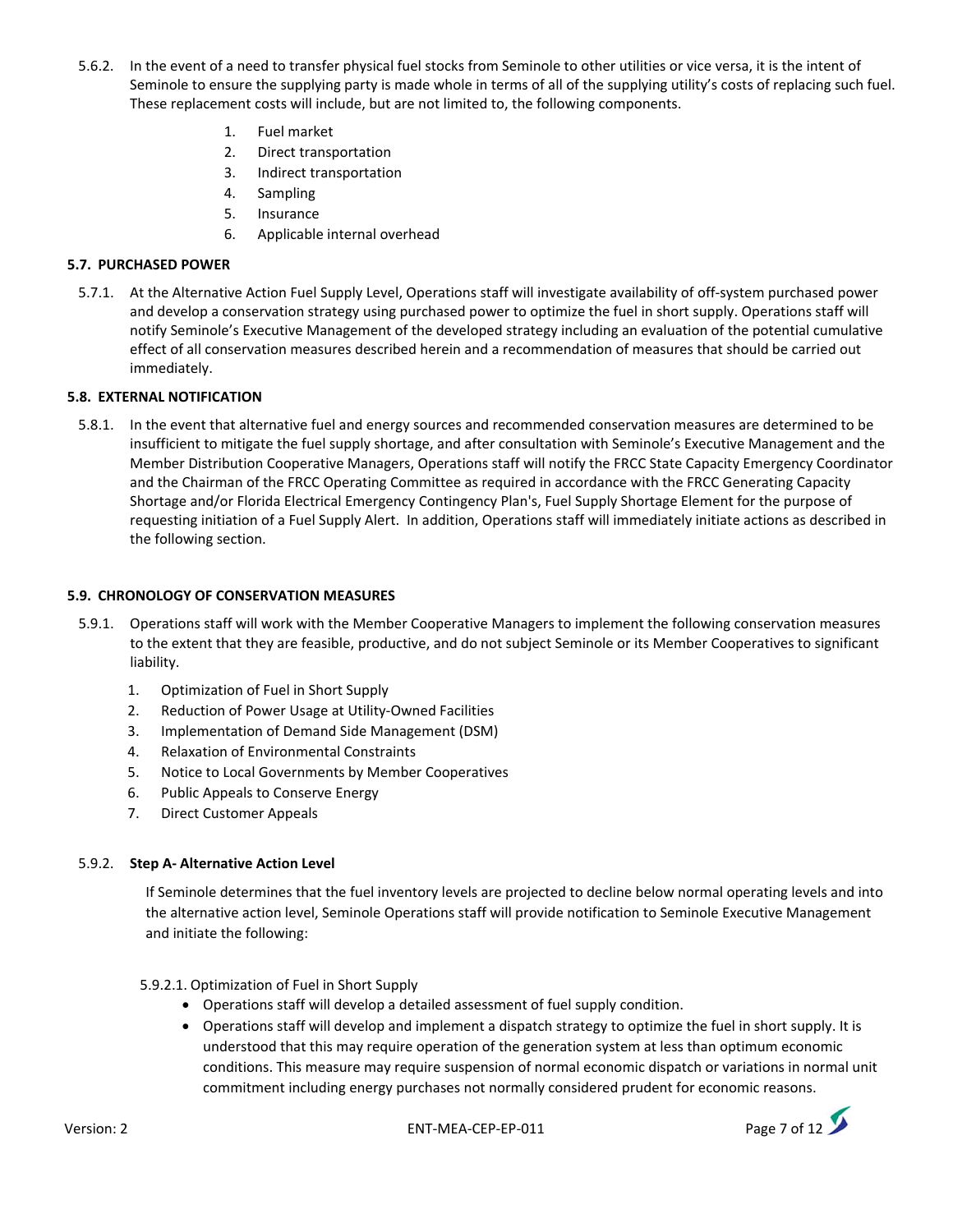5.6.2. In the event of a need to transfer physical fuel stocks from Seminole to other utilities or vice versa, it is the intent of Seminole to ensure the supplying party is made whole in terms of all of the supplying utility's costs of replacing such fuel. These replacement costs will include, but are not limited to, the following components.

1. Fuel market
2. Direct transportation
3. Indirect transportation
4. Sampling
5. Insurance
6. Applicable internal overhead

### 5.7. PURCHASED POWER

5.7.1. At the Alternative Action Fuel Supply Level, Operations staff will investigate availability of off-system purchased power and develop a conservation strategy using purchased power to optimize the fuel in short supply. Operations staff will notify Seminole's Executive Management of the developed strategy including an evaluation of the potential cumulative effect of all conservation measures described herein and a recommendation of measures that should be carried out immediately.

### 5.8. EXTERNAL NOTIFICATION

5.8.1. In the event that alternative fuel and energy sources and recommended conservation measures are determined to be insufficient to mitigate the fuel supply shortage, and after consultation with Seminole's Executive Management and the Member Distribution Cooperative Managers, Operations staff will notify the FRCC State Capacity Emergency Coordinator and the Chairman of the FRCC Operating Committee as required in accordance with the FRCC Generating Capacity Shortage and/or Florida Electrical Emergency Contingency Plan's, Fuel Supply Shortage Element for the purpose of requesting initiation of a Fuel Supply Alert. In addition, Operations staff will immediately initiate actions as described in the following section.

### 5.9. CHRONOLOGY OF CONSERVATION MEASURES

5.9.1. Operations staff will work with the Member Cooperative Managers to implement the following conservation measures to the extent that they are feasible, productive, and do not subject Seminole or its Member Cooperatives to significant liability.

1. Optimization of Fuel in Short Supply
2. Reduction of Power Usage at Utility-Owned Facilities
3. Implementation of Demand Side Management (DSM)
4. Relaxation of Environmental Constraints
5. Notice to Local Governments by Member Cooperatives
6. Public Appeals to Conserve Energy
7. Direct Customer Appeals

5.9.2. **Step A- Alternative Action Level**

If Seminole determines that the fuel inventory levels are projected to decline below normal operating levels and into the alternative action level, Seminole Operations staff will provide notification to Seminole Executive Management and initiate the following:

5.9.2.1. Optimization of Fuel in Short Supply

- Operations staff will develop a detailed assessment of fuel supply condition.
- Operations staff will develop and implement a dispatch strategy to optimize the fuel in short supply. It is understood that this may require operation of the generation system at less than optimum economic conditions. This measure may require suspension of normal economic dispatch or variations in normal unit commitment including energy purchases not normally considered prudent for economic reasons.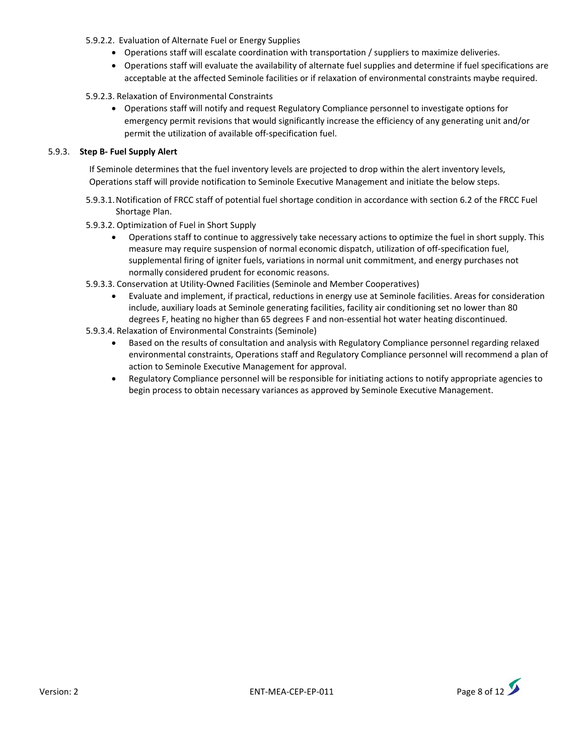5.9.2.2. Evaluation of Alternate Fuel or Energy Supplies

- Operations staff will escalate coordination with transportation / suppliers to maximize deliveries.
- Operations staff will evaluate the availability of alternate fuel supplies and determine if fuel specifications are acceptable at the affected Seminole facilities or if relaxation of environmental constraints maybe required.

5.9.2.3. Relaxation of Environmental Constraints

- Operations staff will notify and request Regulatory Compliance personnel to investigate options for emergency permit revisions that would significantly increase the efficiency of any generating unit and/or permit the utilization of available off-specification fuel.

5.9.3. **Step B- Fuel Supply Alert**

If Seminole determines that the fuel inventory levels are projected to drop within the alert inventory levels, Operations staff will provide notification to Seminole Executive Management and initiate the below steps.

5.9.3.1. Notification of FRCC staff of potential fuel shortage condition in accordance with section 6.2 of the FRCC Fuel Shortage Plan.

5.9.3.2. Optimization of Fuel in Short Supply

- Operations staff to continue to aggressively take necessary actions to optimize the fuel in short supply. This measure may require suspension of normal economic dispatch, utilization of off-specification fuel, supplemental firing of igniter fuels, variations in normal unit commitment, and energy purchases not normally considered prudent for economic reasons.

5.9.3.3. Conservation at Utility-Owned Facilities (Seminole and Member Cooperatives)

- Evaluate and implement, if practical, reductions in energy use at Seminole facilities. Areas for consideration include, auxiliary loads at Seminole generating facilities, facility air conditioning set no lower than 80 degrees F, heating no higher than 65 degrees F and non-essential hot water heating discontinued.

5.9.3.4. Relaxation of Environmental Constraints (Seminole)

- Based on the results of consultation and analysis with Regulatory Compliance personnel regarding relaxed environmental constraints, Operations staff and Regulatory Compliance personnel will recommend a plan of action to Seminole Executive Management for approval.
- Regulatory Compliance personnel will be responsible for initiating actions to notify appropriate agencies to begin process to obtain necessary variances as approved by Seminole Executive Management.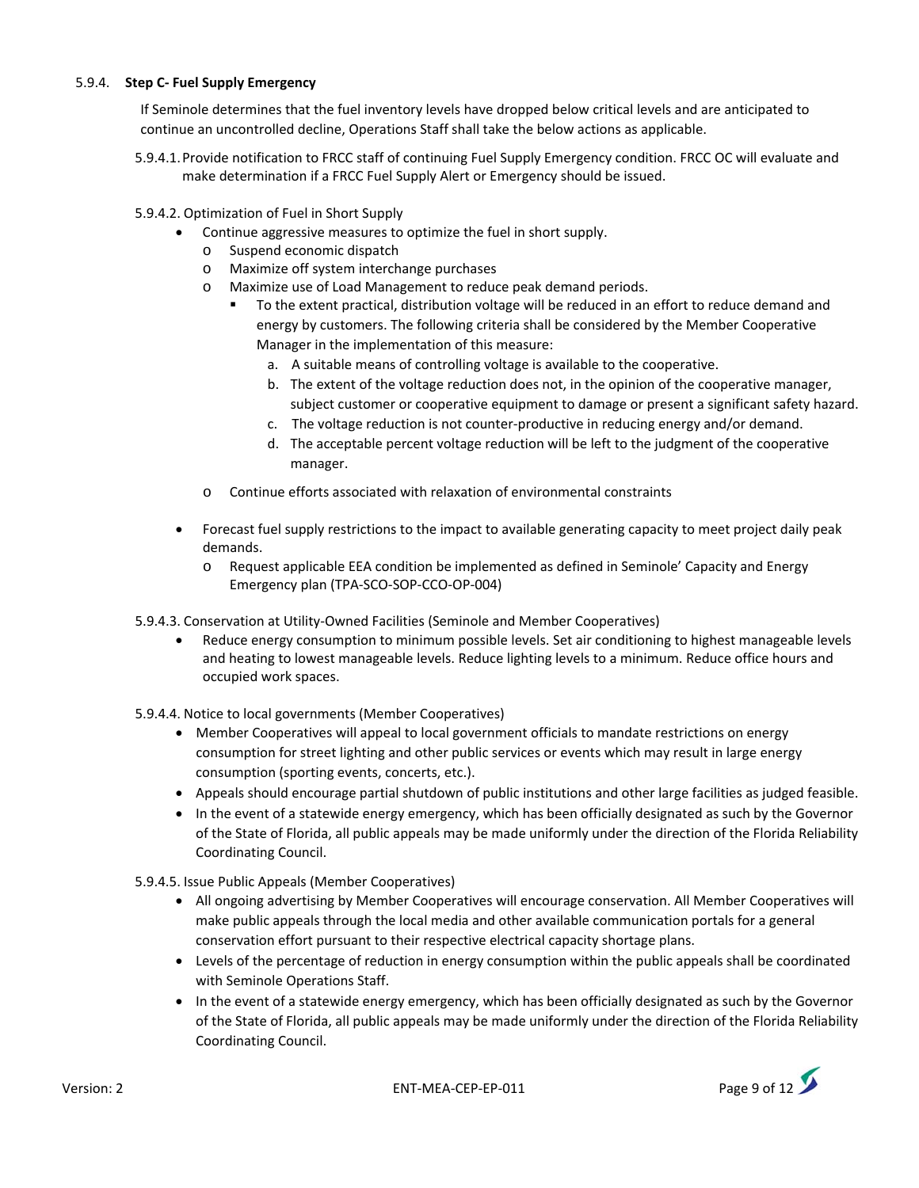#### 5.9.4. **Step C- Fuel Supply Emergency**

If Seminole determines that the fuel inventory levels have dropped below critical levels and are anticipated to continue an uncontrolled decline, Operations Staff shall take the below actions as applicable.

5.9.4.1. Provide notification to FRCC staff of continuing Fuel Supply Emergency condition. FRCC OC will evaluate and make determination if a FRCC Fuel Supply Alert or Emergency should be issued.

5.9.4.2. Optimization of Fuel in Short Supply

- Continue aggressive measures to optimize the fuel in short supply.
  - Suspend economic dispatch
  - Maximize off system interchange purchases
  - Maximize use of Load Management to reduce peak demand periods.
    - To the extent practical, distribution voltage will be reduced in an effort to reduce demand and energy by customers. The following criteria shall be considered by the Member Cooperative Manager in the implementation of this measure:
      a. A suitable means of controlling voltage is available to the cooperative.
      b. The extent of the voltage reduction does not, in the opinion of the cooperative manager, subject customer or cooperative equipment to damage or present a significant safety hazard.
      c. The voltage reduction is not counter-productive in reducing energy and/or demand.
      d. The acceptable percent voltage reduction will be left to the judgment of the cooperative manager.
  - Continue efforts associated with relaxation of environmental constraints
- Forecast fuel supply restrictions to the impact to available generating capacity to meet project daily peak demands.
  - Request applicable EEA condition be implemented as defined in Seminole' Capacity and Energy Emergency plan (TPA-SCO-SOP-CCO-OP-004)

5.9.4.3. Conservation at Utility-Owned Facilities (Seminole and Member Cooperatives)

- Reduce energy consumption to minimum possible levels. Set air conditioning to highest manageable levels and heating to lowest manageable levels. Reduce lighting levels to a minimum. Reduce office hours and occupied work spaces.

5.9.4.4. Notice to local governments (Member Cooperatives)

- Member Cooperatives will appeal to local government officials to mandate restrictions on energy consumption for street lighting and other public services or events which may result in large energy consumption (sporting events, concerts, etc.).
- Appeals should encourage partial shutdown of public institutions and other large facilities as judged feasible.
- In the event of a statewide energy emergency, which has been officially designated as such by the Governor of the State of Florida, all public appeals may be made uniformly under the direction of the Florida Reliability Coordinating Council.

5.9.4.5. Issue Public Appeals (Member Cooperatives)

- All ongoing advertising by Member Cooperatives will encourage conservation. All Member Cooperatives will make public appeals through the local media and other available communication portals for a general conservation effort pursuant to their respective electrical capacity shortage plans.
- Levels of the percentage of reduction in energy consumption within the public appeals shall be coordinated with Seminole Operations Staff.
- In the event of a statewide energy emergency, which has been officially designated as such by the Governor of the State of Florida, all public appeals may be made uniformly under the direction of the Florida Reliability Coordinating Council.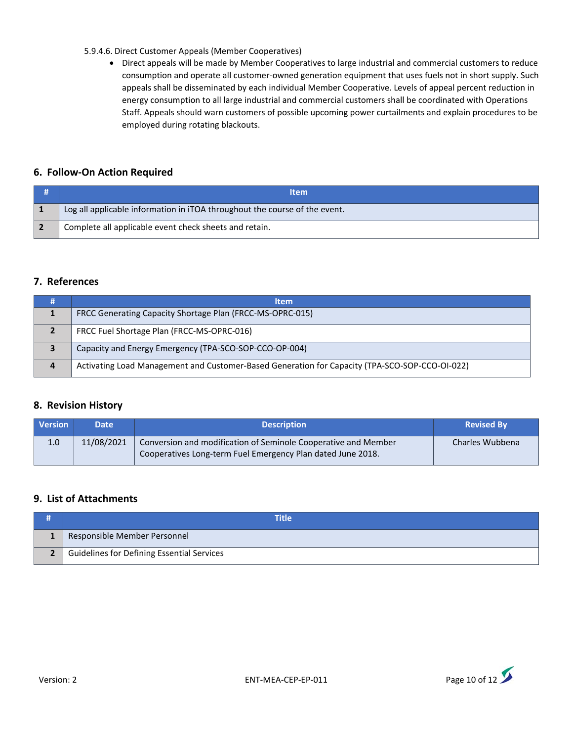5.9.4.6. Direct Customer Appeals (Member Cooperatives)

- Direct appeals will be made by Member Cooperatives to large industrial and commercial customers to reduce consumption and operate all customer-owned generation equipment that uses fuels not in short supply. Such appeals shall be disseminated by each individual Member Cooperative. Levels of appeal percent reduction in energy consumption to all large industrial and commercial customers shall be coordinated with Operations Staff. Appeals should warn customers of possible upcoming power curtailments and explain procedures to be employed during rotating blackouts.

## 6. Follow-On Action Required

| # | Item |
|---|---|
| 1 | Log all applicable information in iTOA throughout the course of the event. |
| 2 | Complete all applicable event check sheets and retain. |

## 7. References

| # | Item |
|---|---|
| 1 | FRCC Generating Capacity Shortage Plan (FRCC-MS-OPRC-015) |
| 2 | FRCC Fuel Shortage Plan (FRCC-MS-OPRC-016) |
| 3 | Capacity and Energy Emergency (TPA-SCO-SOP-CCO-OP-004) |
| 4 | Activating Load Management and Customer-Based Generation for Capacity (TPA-SCO-SOP-CCO-OI-022) |

## 8. Revision History

| Version | Date | Description | Revised By |
|---|---|---|---|
| 1.0 | 11/08/2021 | Conversion and modification of Seminole Cooperative and Member Cooperatives Long-term Fuel Emergency Plan dated June 2018. | Charles Wubbena |

## 9. List of Attachments

| # | Title |
|---|---|
| 1 | Responsible Member Personnel |
| 2 | Guidelines for Defining Essential Services |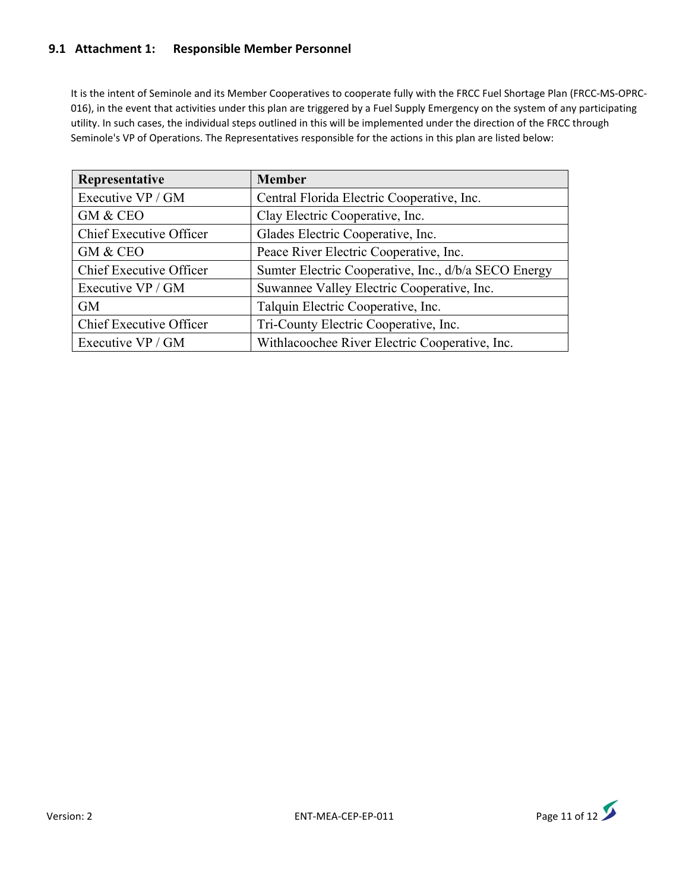### 9.1 Attachment 1: Responsible Member Personnel

It is the intent of Seminole and its Member Cooperatives to cooperate fully with the FRCC Fuel Shortage Plan (FRCC-MS-OPRC-016), in the event that activities under this plan are triggered by a Fuel Supply Emergency on the system of any participating utility. In such cases, the individual steps outlined in this will be implemented under the direction of the FRCC through Seminole's VP of Operations. The Representatives responsible for the actions in this plan are listed below:

| Representative | Member |
|---|---|
| Executive VP / GM | Central Florida Electric Cooperative, Inc. |
| GM & CEO | Clay Electric Cooperative, Inc. |
| Chief Executive Officer | Glades Electric Cooperative, Inc. |
| GM & CEO | Peace River Electric Cooperative, Inc. |
| Chief Executive Officer | Sumter Electric Cooperative, Inc., d/b/a SECO Energy |
| Executive VP / GM | Suwannee Valley Electric Cooperative, Inc. |
| GM | Talquin Electric Cooperative, Inc. |
| Chief Executive Officer | Tri-County Electric Cooperative, Inc. |
| Executive VP / GM | Withlacoochee River Electric Cooperative, Inc. |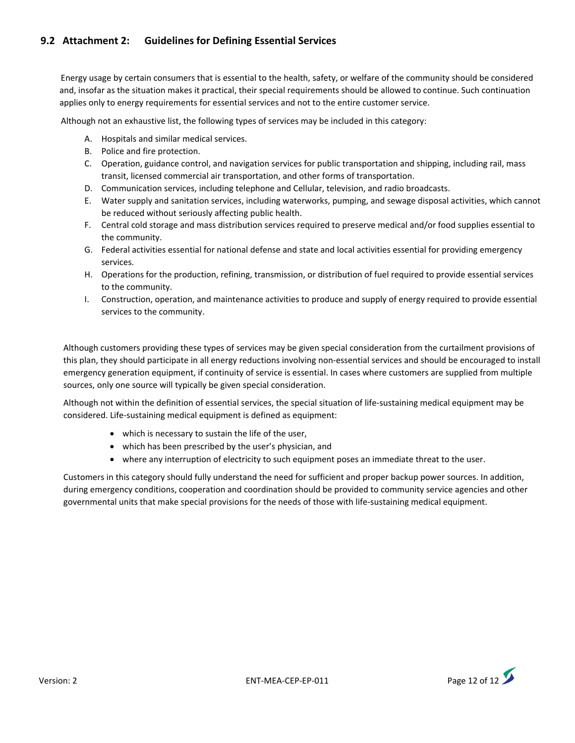## 9.2 Attachment 2: Guidelines for Defining Essential Services

Energy usage by certain consumers that is essential to the health, safety, or welfare of the community should be considered and, insofar as the situation makes it practical, their special requirements should be allowed to continue. Such continuation applies only to energy requirements for essential services and not to the entire customer service.

Although not an exhaustive list, the following types of services may be included in this category:

A. Hospitals and similar medical services.
B. Police and fire protection.
C. Operation, guidance control, and navigation services for public transportation and shipping, including rail, mass transit, licensed commercial air transportation, and other forms of transportation.
D. Communication services, including telephone and Cellular, television, and radio broadcasts.
E. Water supply and sanitation services, including waterworks, pumping, and sewage disposal activities, which cannot be reduced without seriously affecting public health.
F. Central cold storage and mass distribution services required to preserve medical and/or food supplies essential to the community.
G. Federal activities essential for national defense and state and local activities essential for providing emergency services.
H. Operations for the production, refining, transmission, or distribution of fuel required to provide essential services to the community.
I. Construction, operation, and maintenance activities to produce and supply of energy required to provide essential services to the community.

Although customers providing these types of services may be given special consideration from the curtailment provisions of this plan, they should participate in all energy reductions involving non-essential services and should be encouraged to install emergency generation equipment, if continuity of service is essential. In cases where customers are supplied from multiple sources, only one source will typically be given special consideration.

Although not within the definition of essential services, the special situation of life-sustaining medical equipment may be considered. Life-sustaining medical equipment is defined as equipment:

- which is necessary to sustain the life of the user,
- which has been prescribed by the user's physician, and
- where any interruption of electricity to such equipment poses an immediate threat to the user.

Customers in this category should fully understand the need for sufficient and proper backup power sources. In addition, during emergency conditions, cooperation and coordination should be provided to community service agencies and other governmental units that make special provisions for the needs of those with life-sustaining medical equipment.